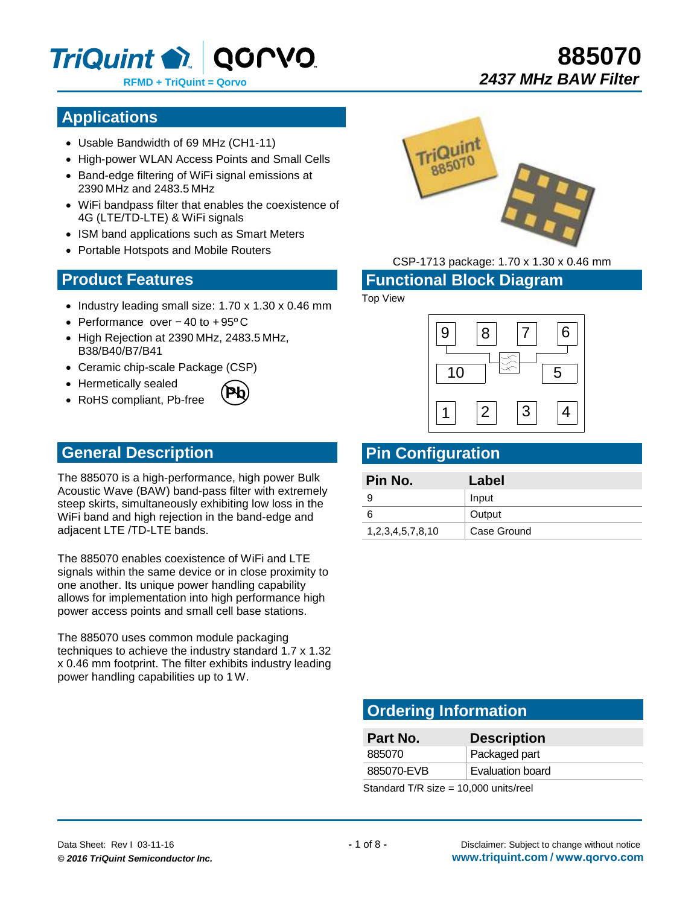# 885070

*2437 MHz BAW Filter*

## Applications

- Usable Bandwidth of 69 MHz (CH1-11)
- High-power WLAN Access Points and Small Cells
- Band-edge filtering of WiFi signal emissions at 2390 MHz and 2483.5 MHz
- WiFi bandpass filter that enables the coexistence of 4G (LTE/TD-LTE) & WiFi signals
- ISM band applications such as Smart Meters
- Portable Hotspots and Mobile Routers

CSP-1713 package: 1.70 x 1.30 x 0.46 mm

## Product Features

- Industry leading small size: 1.70 x 1.30 x 0.46 mm
- Performance over − 40 to + 95º C
- High Rejection at 2390 MHz, 2483.5 MHz, B38/B40/B7/B41
- Ceramic chip-scale Package (CSP)
- Hermetically sealed
- RoHS compliant, Pb-free

## Functional Block Diagram

Top View

## General Description

The 885070 is a high-performance, high power Bulk Acoustic Wave (BAW) band-pass filter with extremely steep skirts, simultaneously exhibiting low loss in the WiFi band and high rejection in the band-edge and adjacent LTE /TD-LTE bands.

The 885070 enables coexistence of WiFi and LTE signals within the same device or in close proximity to one another. Its unique power handling capability allows for implementation into high performance high power access points and small cell base stations.

The 885070 uses common module packaging techniques to achieve the industry standard 1.7 x 1.32 x 0.46 mm footprint. The filter exhibits industry leading power handling capabilities up to 1 W.

## Pin Configuration

| Pin No. | Label |
|---|---|
| 9 | Input |
| 6 | Output |
| 1,2,3,4,5,7,8,10 | Case Ground |

## Ordering Information

| Part No. | Description |
|---|---|
| 885070 | Packaged part |
| 885070-EVB | Evaluation board |

Standard T/R size = 10,000 units/reel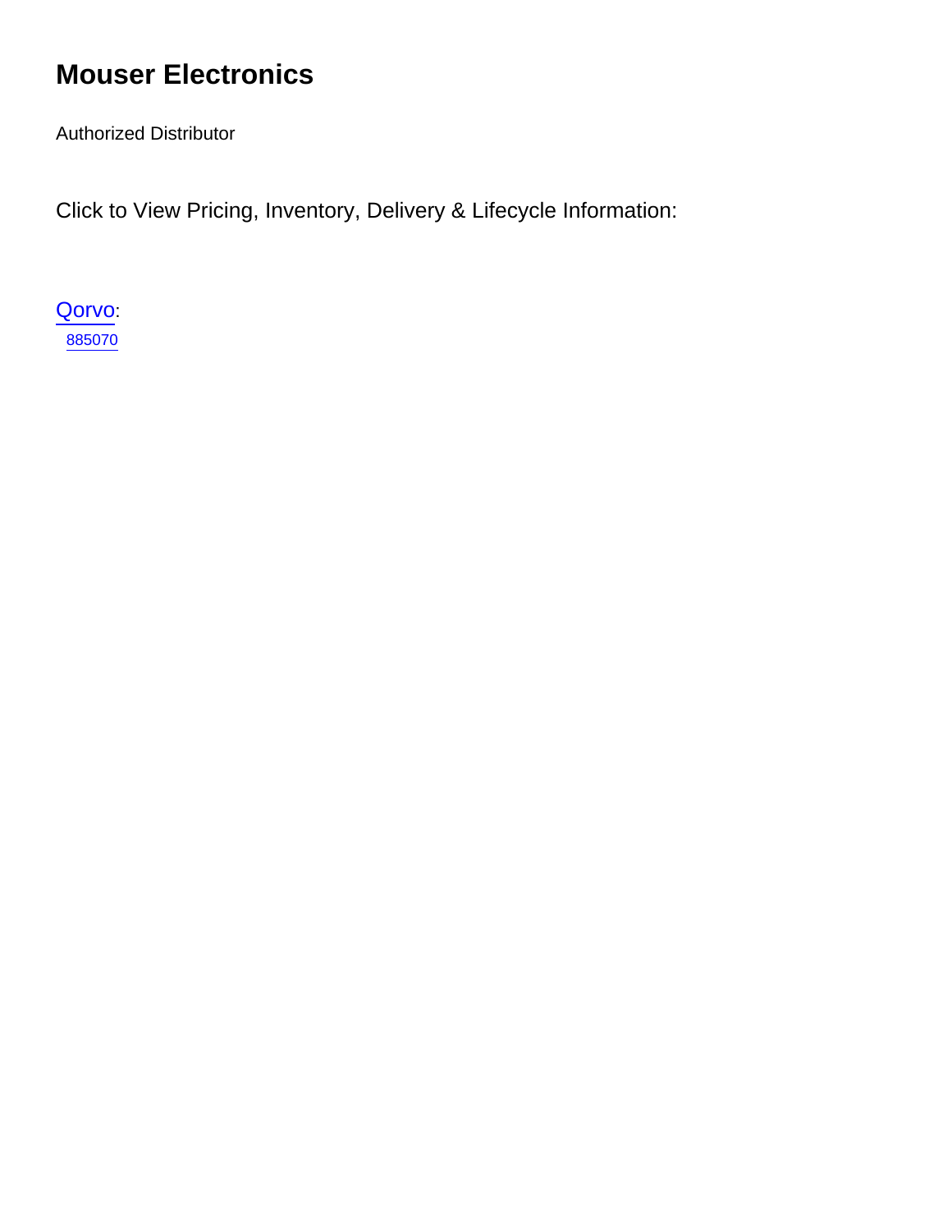# Mouser Electronics

Authorized Distributor

Click to View Pricing, Inventory, Delivery & Lifecycle Information:

Qorvo:

885070